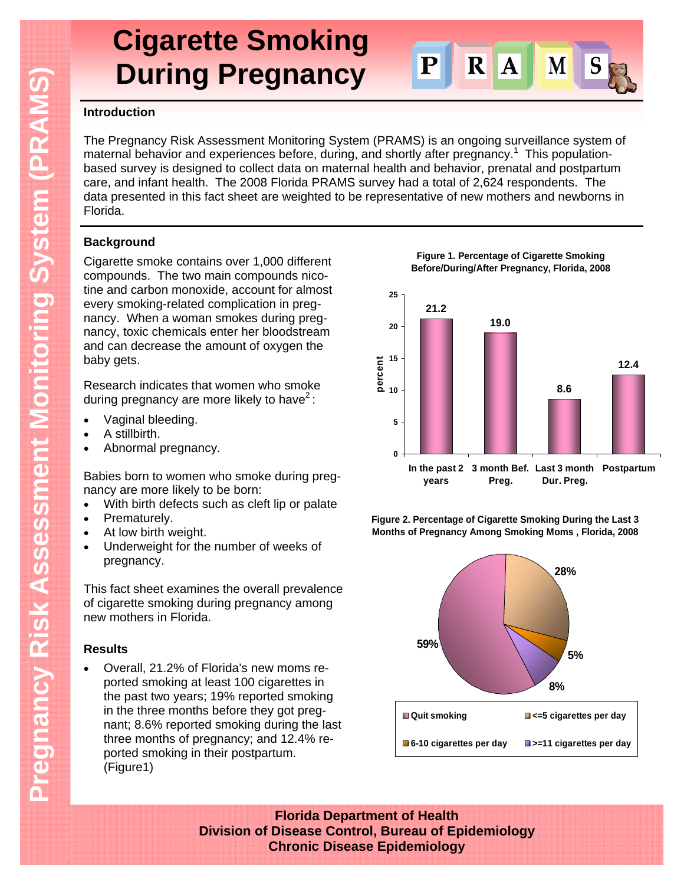// Pregnancy Risk Assessment Monitoring System (PRAMS)

# Cigarette Smoking During Pregnancy

PRAMS

## Introduction

The Pregnancy Risk Assessment Monitoring System (PRAMS) is an ongoing surveillance system of maternal behavior and experiences before, during, and shortly after pregnancy.[1] This population-based survey is designed to collect data on maternal health and behavior, prenatal and postpartum care, and infant health. The 2008 Florida PRAMS survey had a total of 2,624 respondents. The data presented in this fact sheet are weighted to be representative of new mothers and newborns in Florida.

## Background

Cigarette smoke contains over 1,000 different compounds. The two main compounds nicotine and carbon monoxide, account for almost every smoking-related complication in pregnancy. When a woman smokes during pregnancy, toxic chemicals enter her bloodstream and can decrease the amount of oxygen the baby gets.

Research indicates that women who smoke during pregnancy are more likely to have[2]:

- Vaginal bleeding.
- A stillbirth.
- Abnormal pregnancy.

Babies born to women who smoke during pregnancy are more likely to be born:

- With birth defects such as cleft lip or palate
- Prematurely.
- At low birth weight.
- Underweight for the number of weeks of pregnancy.

This fact sheet examines the overall prevalence of cigarette smoking during pregnancy among new mothers in Florida.

## Results

- Overall, 21.2% of Florida's new moms reported smoking at least 100 cigarettes in the past two years; 19% reported smoking in the three months before they got pregnant; 8.6% reported smoking during the last three months of pregnancy; and 12.4% reported smoking in their postpartum. (Figure1)

**Figure 1. Percentage of Cigarette Smoking Before/During/After Pregnancy, Florida, 2008**

| | In the past 2 years | 3 month Bef. Preg. | Last 3 month Dur. Preg. | Postpartum |
|---|---|---|---|---|
| percent | 21.2 | 19.0 | 8.6 | 12.4 |

**Figure 2. Percentage of Cigarette Smoking During the Last 3 Months of Pregnancy Among Smoking Moms , Florida, 2008**

| Category | Percent |
|---|---|
| Quit smoking | 59% |
| <=5 cigarettes per day | 28% |
| 6-10 cigarettes per day | 5% |
| >=11 cigarettes per day | 8% |

**Florida Department of Health**
**Division of Disease Control, Bureau of Epidemiology**
**Chronic Disease Epidemiology**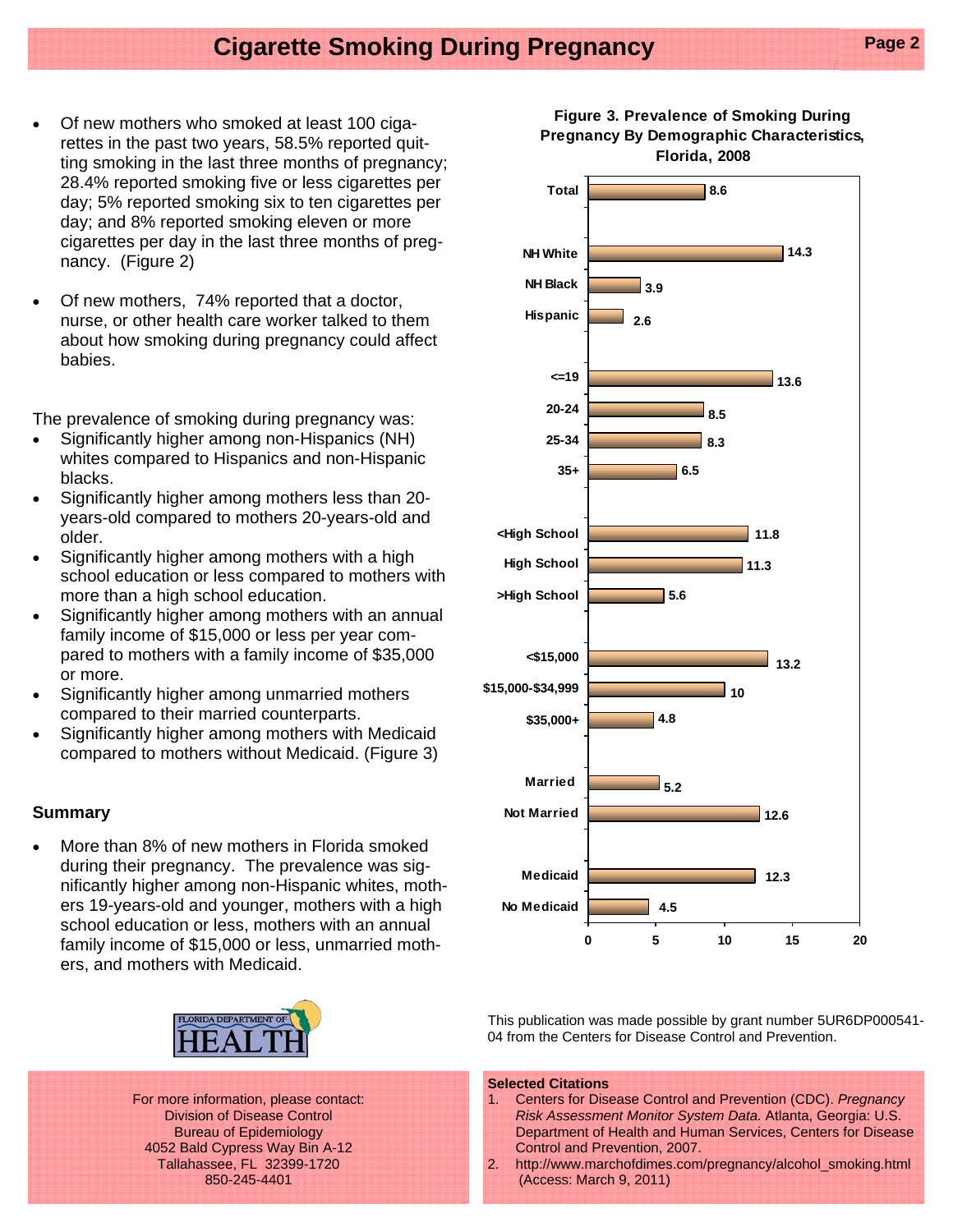# Cigarette Smoking During Pregnancy

- Of new mothers who smoked at least 100 cigarettes in the past two years, 58.5% reported quitting smoking in the last three months of pregnancy; 28.4% reported smoking five or less cigarettes per day; 5% reported smoking six to ten cigarettes per day; and 8% reported smoking eleven or more cigarettes per day in the last three months of pregnancy. (Figure 2)

- Of new mothers, 74% reported that a doctor, nurse, or other health care worker talked to them about how smoking during pregnancy could affect babies.

The prevalence of smoking during pregnancy was:

- Significantly higher among non-Hispanics (NH) whites compared to Hispanics and non-Hispanic blacks.
- Significantly higher among mothers less than 20-years-old compared to mothers 20-years-old and older.
- Significantly higher among mothers with a high school education or less compared to mothers with more than a high school education.
- Significantly higher among mothers with an annual family income of $15,000 or less per year compared to mothers with a family income of $35,000 or more.
- Significantly higher among unmarried mothers compared to their married counterparts.
- Significantly higher among mothers with Medicaid compared to mothers without Medicaid. (Figure 3)

## Summary

- More than 8% of new mothers in Florida smoked during their pregnancy. The prevalence was significantly higher among non-Hispanic whites, mothers 19-years-old and younger, mothers with a high school education or less, mothers with an annual family income of $15,000 or less, unmarried mothers, and mothers with Medicaid.

**Figure 3. Prevalence of Smoking During Pregnancy By Demographic Characteristics, Florida, 2008**

Total 8.6
NH White 14.3
NH Black 3.9
Hispanic 2.6
<=19 13.6
20-24 8.5
25-34 8.3
35+ 6.5
<High School 11.8
High School 11.3
>High School 5.6
<$15,000 13.2
$15,000-$34,999 10
$35,000+ 4.8
Married 5.2
Not Married 12.6
Medicaid 12.3
No Medicaid 4.5

0 5 10 15 20

FLORIDA DEPARTMENT OF HEALTH

This publication was made possible by grant number 5UR6DP000541-04 from the Centers for Disease Control and Prevention.

For more information, please contact:
Division of Disease Control
Bureau of Epidemiology
4052 Bald Cypress Way Bin A-12
Tallahassee, FL 32399-1720
850-245-4401

**Selected Citations**

1. Centers for Disease Control and Prevention (CDC). *Pregnancy Risk Assessment Monitor System Data.* Atlanta, Georgia: U.S. Department of Health and Human Services, Centers for Disease Control and Prevention, 2007.
2. http://www.marchofdimes.com/pregnancy/alcohol_smoking.html (Access: March 9, 2011)